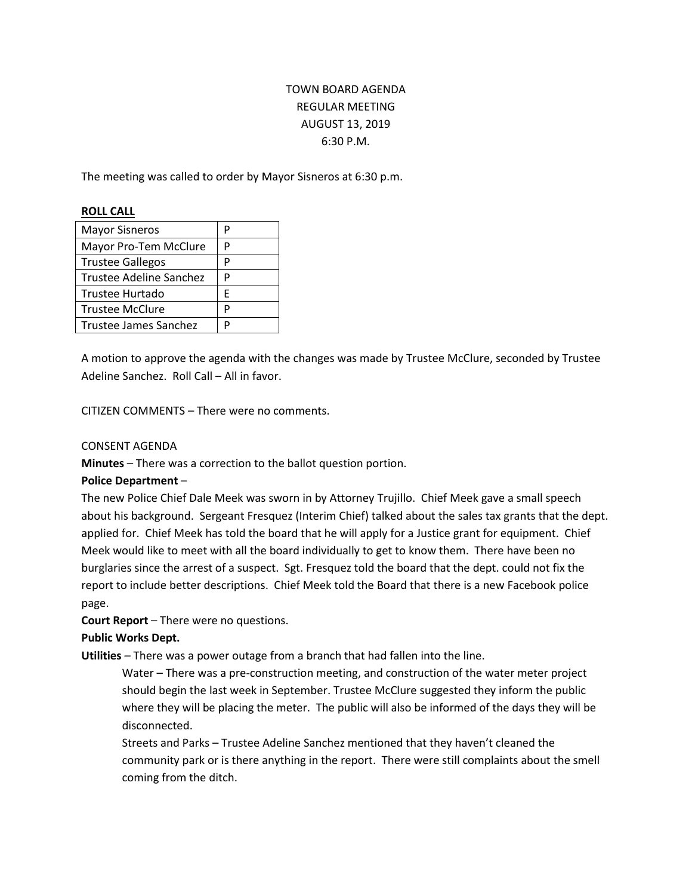# TOWN BOARD AGENDA
## REGULAR MEETING
## AUGUST 13, 2019
## 6:30 P.M.

The meeting was called to order by Mayor Sisneros at 6:30 p.m.

**ROLL CALL**

| | |
|---|---|
| Mayor Sisneros | P |
| Mayor Pro-Tem McClure | P |
| Trustee Gallegos | P |
| Trustee Adeline Sanchez | P |
| Trustee Hurtado | E |
| Trustee McClure | P |
| Trustee James Sanchez | P |

A motion to approve the agenda with the changes was made by Trustee McClure, seconded by Trustee Adeline Sanchez. Roll Call – All in favor.

CITIZEN COMMENTS – There were no comments.

CONSENT AGENDA

**Minutes** – There was a correction to the ballot question portion.

**Police Department** –

The new Police Chief Dale Meek was sworn in by Attorney Trujillo. Chief Meek gave a small speech about his background. Sergeant Fresquez (Interim Chief) talked about the sales tax grants that the dept. applied for. Chief Meek has told the board that he will apply for a Justice grant for equipment. Chief Meek would like to meet with all the board individually to get to know them. There have been no burglaries since the arrest of a suspect. Sgt. Fresquez told the board that the dept. could not fix the report to include better descriptions. Chief Meek told the Board that there is a new Facebook police page.

**Court Report** – There were no questions.

**Public Works Dept.**

**Utilities** – There was a power outage from a branch that had fallen into the line.

Water – There was a pre-construction meeting, and construction of the water meter project should begin the last week in September. Trustee McClure suggested they inform the public where they will be placing the meter. The public will also be informed of the days they will be disconnected.

Streets and Parks – Trustee Adeline Sanchez mentioned that they haven't cleaned the community park or is there anything in the report. There were still complaints about the smell coming from the ditch.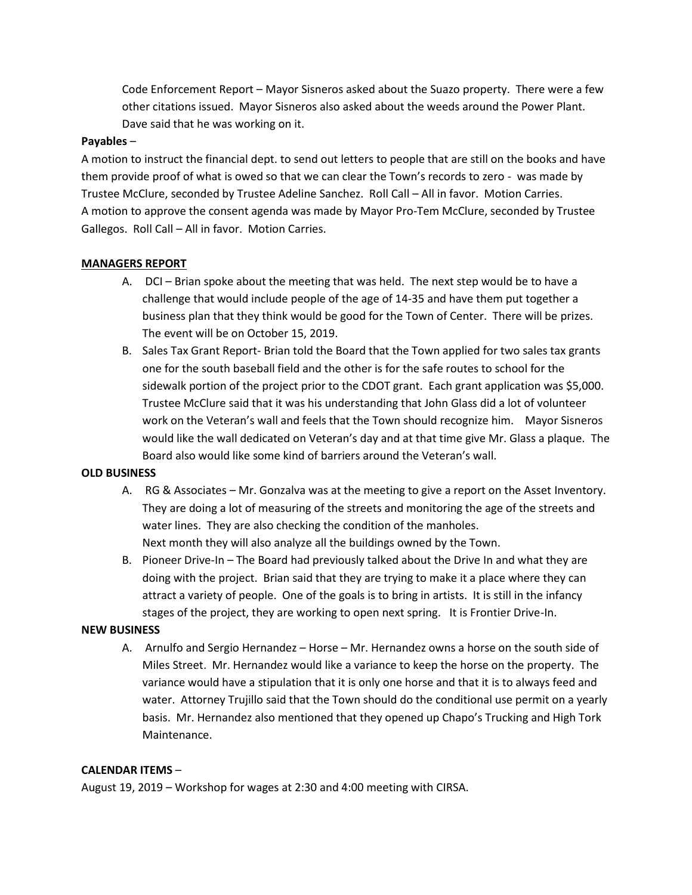Code Enforcement Report – Mayor Sisneros asked about the Suazo property. There were a few other citations issued. Mayor Sisneros also asked about the weeds around the Power Plant. Dave said that he was working on it.

**Payables** –

A motion to instruct the financial dept. to send out letters to people that are still on the books and have them provide proof of what is owed so that we can clear the Town's records to zero - was made by Trustee McClure, seconded by Trustee Adeline Sanchez. Roll Call – All in favor. Motion Carries.
A motion to approve the consent agenda was made by Mayor Pro-Tem McClure, seconded by Trustee Gallegos. Roll Call – All in favor. Motion Carries.

**MANAGERS REPORT**

A. DCI – Brian spoke about the meeting that was held. The next step would be to have a challenge that would include people of the age of 14-35 and have them put together a business plan that they think would be good for the Town of Center. There will be prizes. The event will be on October 15, 2019.

B. Sales Tax Grant Report- Brian told the Board that the Town applied for two sales tax grants one for the south baseball field and the other is for the safe routes to school for the sidewalk portion of the project prior to the CDOT grant. Each grant application was $5,000. Trustee McClure said that it was his understanding that John Glass did a lot of volunteer work on the Veteran's wall and feels that the Town should recognize him. Mayor Sisneros would like the wall dedicated on Veteran's day and at that time give Mr. Glass a plaque. The Board also would like some kind of barriers around the Veteran's wall.

**OLD BUSINESS**

A. RG & Associates – Mr. Gonzalva was at the meeting to give a report on the Asset Inventory. They are doing a lot of measuring of the streets and monitoring the age of the streets and water lines. They are also checking the condition of the manholes.
Next month they will also analyze all the buildings owned by the Town.

B. Pioneer Drive-In – The Board had previously talked about the Drive In and what they are doing with the project. Brian said that they are trying to make it a place where they can attract a variety of people. One of the goals is to bring in artists. It is still in the infancy stages of the project, they are working to open next spring. It is Frontier Drive-In.

**NEW BUSINESS**

A. Arnulfo and Sergio Hernandez – Horse – Mr. Hernandez owns a horse on the south side of Miles Street. Mr. Hernandez would like a variance to keep the horse on the property. The variance would have a stipulation that it is only one horse and that it is to always feed and water. Attorney Trujillo said that the Town should do the conditional use permit on a yearly basis. Mr. Hernandez also mentioned that they opened up Chapo's Trucking and High Tork Maintenance.

**CALENDAR ITEMS** –

August 19, 2019 – Workshop for wages at 2:30 and 4:00 meeting with CIRSA.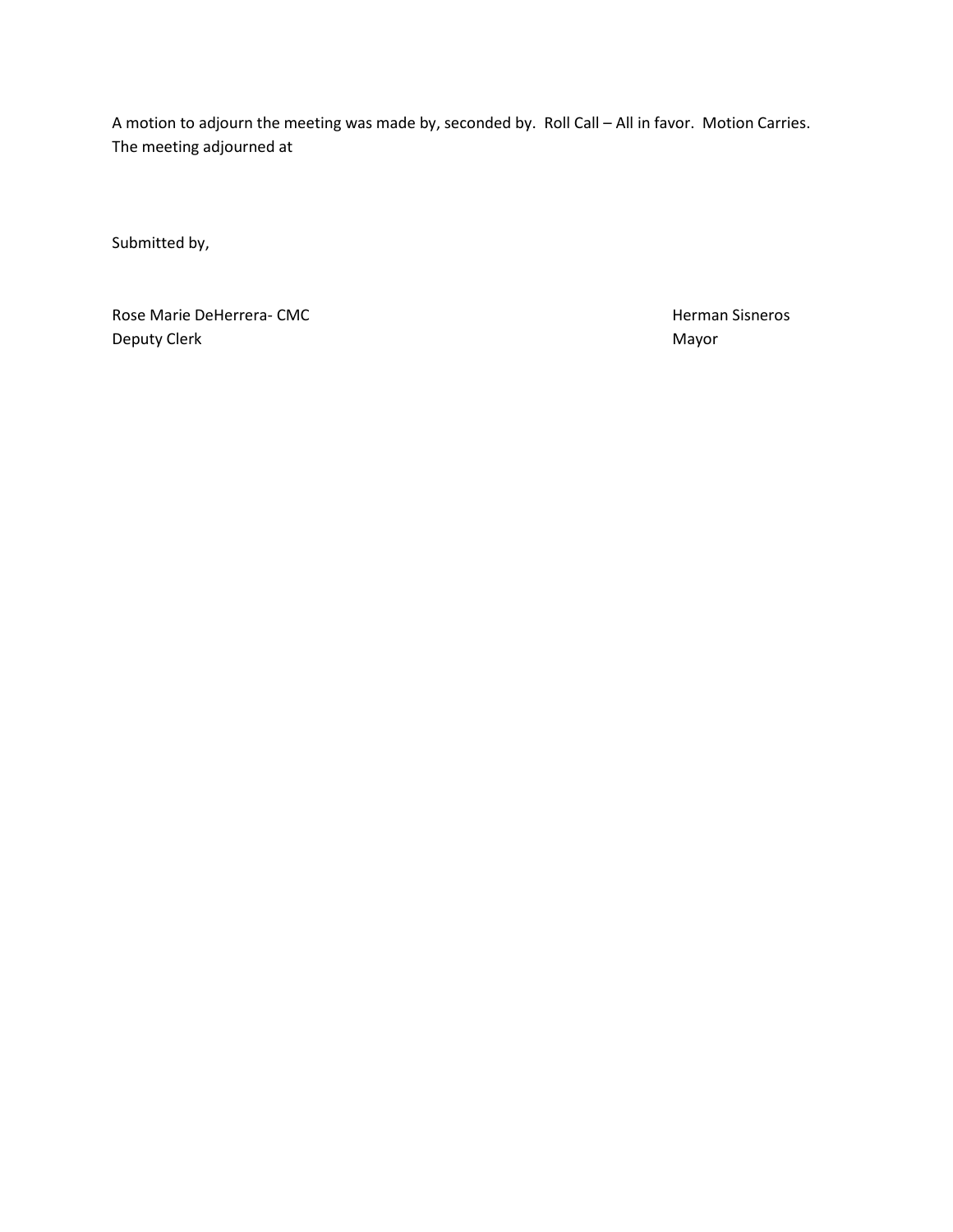A motion to adjourn the meeting was made by, seconded by. Roll Call – All in favor. Motion Carries. The meeting adjourned at

Submitted by,

| | |
|---|---|
| Rose Marie DeHerrera- CMC | Herman Sisneros |
| Deputy Clerk | Mayor |